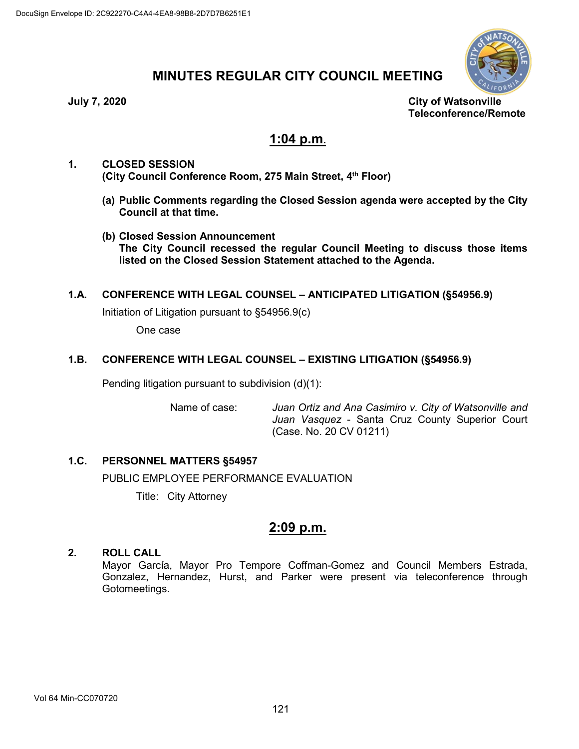# MINUTES REGULAR CITY COUNCIL MEETING

**July 7, 2020**

**City of Watsonville**
**Teleconference/Remote**

## 1:04 p.m.

**1. CLOSED SESSION**
**(City Council Conference Room, 275 Main Street, 4th Floor)**

**(a) Public Comments regarding the Closed Session agenda were accepted by the City Council at that time.**

**(b) Closed Session Announcement**
**The City Council recessed the regular Council Meeting to discuss those items listed on the Closed Session Statement attached to the Agenda.**

**1.A. CONFERENCE WITH LEGAL COUNSEL – ANTICIPATED LITIGATION (§54956.9)**

Initiation of Litigation pursuant to §54956.9(c)

One case

**1.B. CONFERENCE WITH LEGAL COUNSEL – EXISTING LITIGATION (§54956.9)**

Pending litigation pursuant to subdivision (d)(1):

Name of case: *Juan Ortiz and Ana Casimiro v. City of Watsonville and Juan Vasquez* - Santa Cruz County Superior Court (Case. No. 20 CV 01211)

**1.C. PERSONNEL MATTERS §54957**

PUBLIC EMPLOYEE PERFORMANCE EVALUATION

Title: City Attorney

## 2:09 p.m.

**2. ROLL CALL**
Mayor García, Mayor Pro Tempore Coffman-Gomez and Council Members Estrada, Gonzalez, Hernandez, Hurst, and Parker were present via teleconference through Gotomeetings.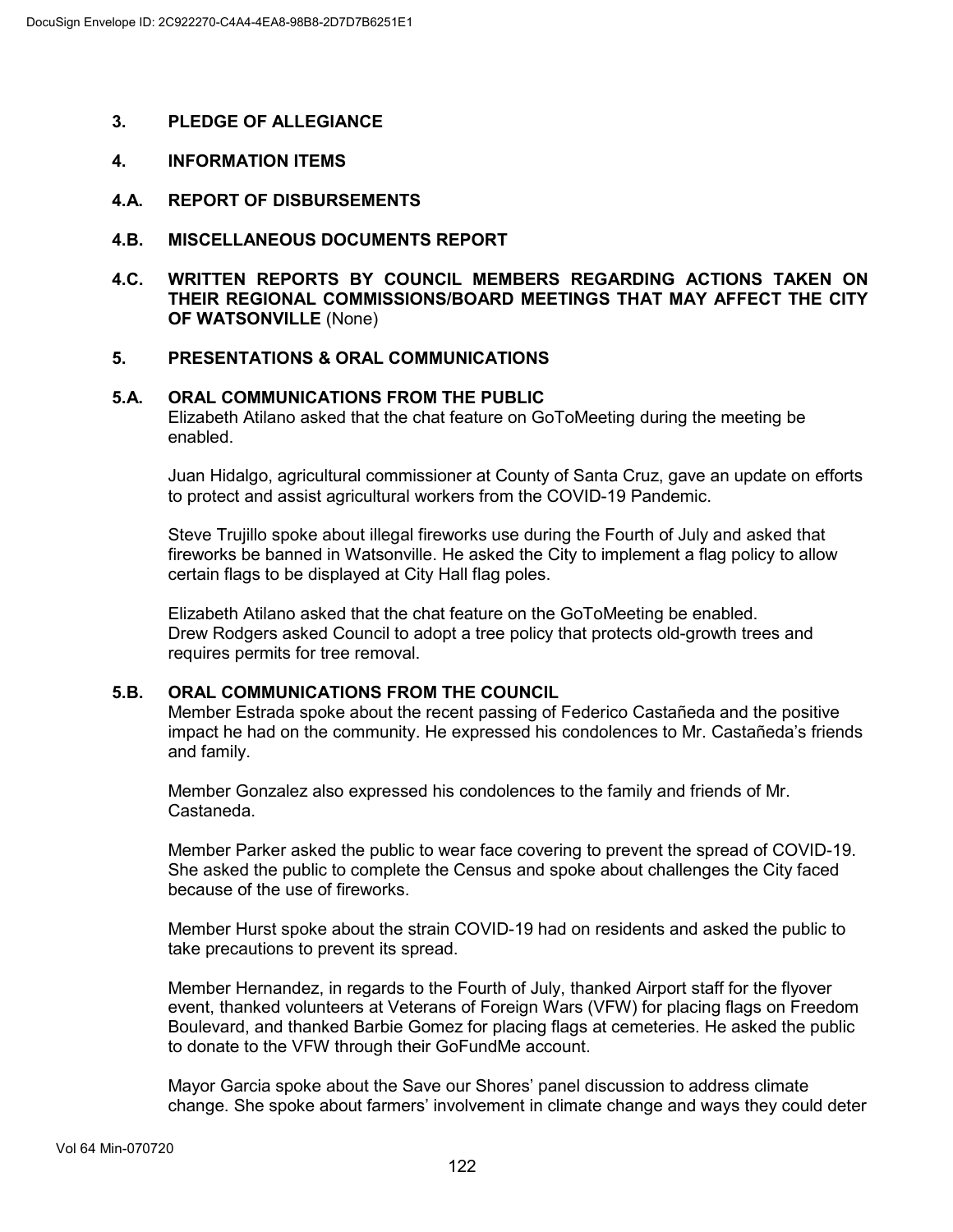## 3. PLEDGE OF ALLEGIANCE

## 4. INFORMATION ITEMS

### 4.A. REPORT OF DISBURSEMENTS

### 4.B. MISCELLANEOUS DOCUMENTS REPORT

### 4.C. WRITTEN REPORTS BY COUNCIL MEMBERS REGARDING ACTIONS TAKEN ON THEIR REGIONAL COMMISSIONS/BOARD MEETINGS THAT MAY AFFECT THE CITY OF WATSONVILLE (None)

## 5. PRESENTATIONS & ORAL COMMUNICATIONS

### 5.A. ORAL COMMUNICATIONS FROM THE PUBLIC

Elizabeth Atilano asked that the chat feature on GoToMeeting during the meeting be enabled.

Juan Hidalgo, agricultural commissioner at County of Santa Cruz, gave an update on efforts to protect and assist agricultural workers from the COVID-19 Pandemic.

Steve Trujillo spoke about illegal fireworks use during the Fourth of July and asked that fireworks be banned in Watsonville. He asked the City to implement a flag policy to allow certain flags to be displayed at City Hall flag poles.

Elizabeth Atilano asked that the chat feature on the GoToMeeting be enabled.
Drew Rodgers asked Council to adopt a tree policy that protects old-growth trees and requires permits for tree removal.

### 5.B. ORAL COMMUNICATIONS FROM THE COUNCIL

Member Estrada spoke about the recent passing of Federico Castañeda and the positive impact he had on the community. He expressed his condolences to Mr. Castañeda's friends and family.

Member Gonzalez also expressed his condolences to the family and friends of Mr. Castaneda.

Member Parker asked the public to wear face covering to prevent the spread of COVID-19. She asked the public to complete the Census and spoke about challenges the City faced because of the use of fireworks.

Member Hurst spoke about the strain COVID-19 had on residents and asked the public to take precautions to prevent its spread.

Member Hernandez, in regards to the Fourth of July, thanked Airport staff for the flyover event, thanked volunteers at Veterans of Foreign Wars (VFW) for placing flags on Freedom Boulevard, and thanked Barbie Gomez for placing flags at cemeteries. He asked the public to donate to the VFW through their GoFundMe account.

Mayor Garcia spoke about the Save our Shores' panel discussion to address climate change. She spoke about farmers' involvement in climate change and ways they could deter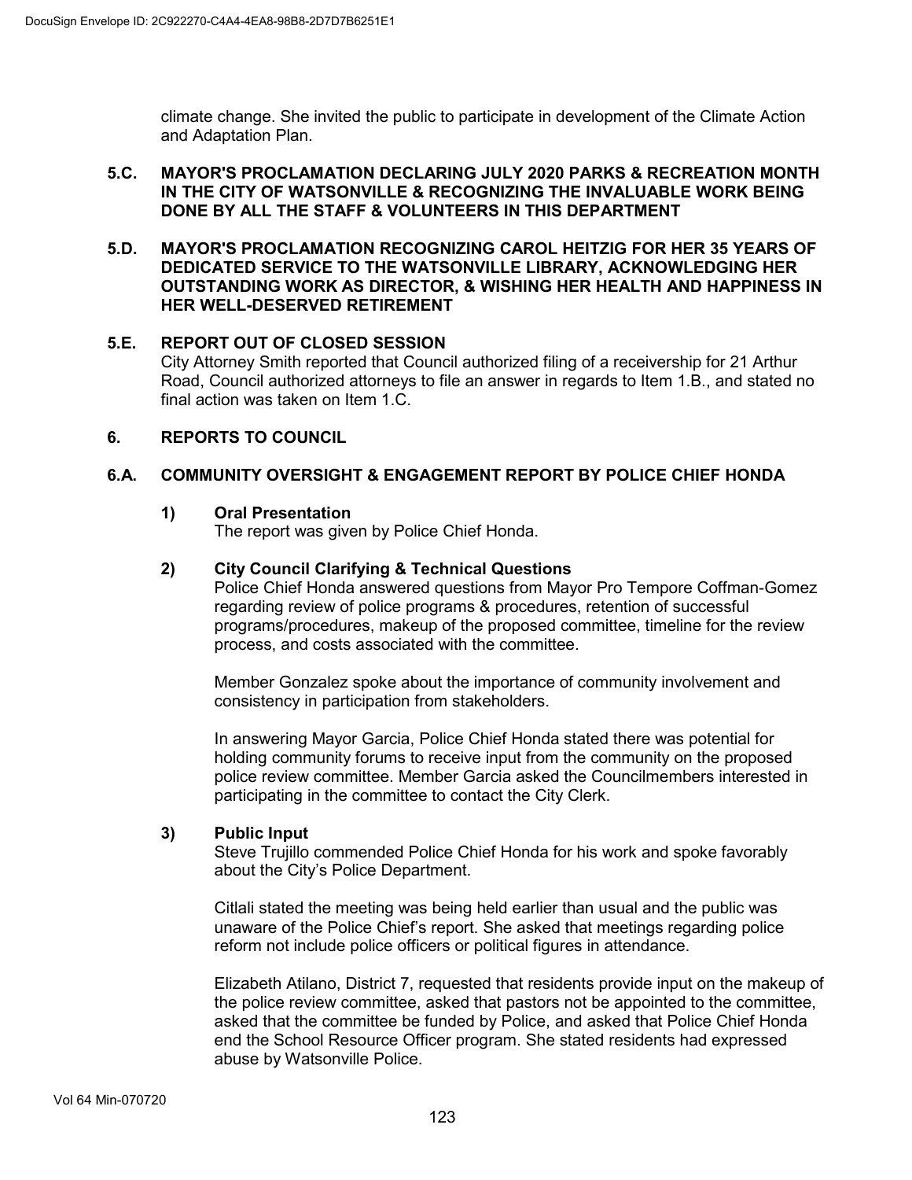climate change. She invited the public to participate in development of the Climate Action and Adaptation Plan.

**5.C. MAYOR'S PROCLAMATION DECLARING JULY 2020 PARKS & RECREATION MONTH IN THE CITY OF WATSONVILLE & RECOGNIZING THE INVALUABLE WORK BEING DONE BY ALL THE STAFF & VOLUNTEERS IN THIS DEPARTMENT**

**5.D. MAYOR'S PROCLAMATION RECOGNIZING CAROL HEITZIG FOR HER 35 YEARS OF DEDICATED SERVICE TO THE WATSONVILLE LIBRARY, ACKNOWLEDGING HER OUTSTANDING WORK AS DIRECTOR, & WISHING HER HEALTH AND HAPPINESS IN HER WELL-DESERVED RETIREMENT**

**5.E. REPORT OUT OF CLOSED SESSION**

City Attorney Smith reported that Council authorized filing of a receivership for 21 Arthur Road, Council authorized attorneys to file an answer in regards to Item 1.B., and stated no final action was taken on Item 1.C.

**6. REPORTS TO COUNCIL**

**6.A. COMMUNITY OVERSIGHT & ENGAGEMENT REPORT BY POLICE CHIEF HONDA**

**1) Oral Presentation**

The report was given by Police Chief Honda.

**2) City Council Clarifying & Technical Questions**

Police Chief Honda answered questions from Mayor Pro Tempore Coffman-Gomez regarding review of police programs & procedures, retention of successful programs/procedures, makeup of the proposed committee, timeline for the review process, and costs associated with the committee.

Member Gonzalez spoke about the importance of community involvement and consistency in participation from stakeholders.

In answering Mayor Garcia, Police Chief Honda stated there was potential for holding community forums to receive input from the community on the proposed police review committee. Member Garcia asked the Councilmembers interested in participating in the committee to contact the City Clerk.

**3) Public Input**

Steve Trujillo commended Police Chief Honda for his work and spoke favorably about the City's Police Department.

Citlali stated the meeting was being held earlier than usual and the public was unaware of the Police Chief's report. She asked that meetings regarding police reform not include police officers or political figures in attendance.

Elizabeth Atilano, District 7, requested that residents provide input on the makeup of the police review committee, asked that pastors not be appointed to the committee, asked that the committee be funded by Police, and asked that Police Chief Honda end the School Resource Officer program. She stated residents had expressed abuse by Watsonville Police.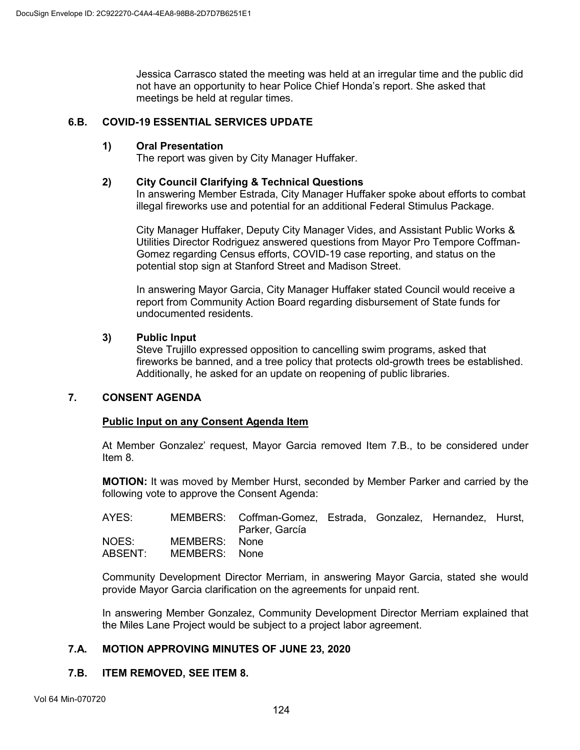Jessica Carrasco stated the meeting was held at an irregular time and the public did not have an opportunity to hear Police Chief Honda's report. She asked that meetings be held at regular times.

## 6.B. COVID-19 ESSENTIAL SERVICES UPDATE

### 1) Oral Presentation

The report was given by City Manager Huffaker.

### 2) City Council Clarifying & Technical Questions

In answering Member Estrada, City Manager Huffaker spoke about efforts to combat illegal fireworks use and potential for an additional Federal Stimulus Package.

City Manager Huffaker, Deputy City Manager Vides, and Assistant Public Works & Utilities Director Rodriguez answered questions from Mayor Pro Tempore Coffman-Gomez regarding Census efforts, COVID-19 case reporting, and status on the potential stop sign at Stanford Street and Madison Street.

In answering Mayor Garcia, City Manager Huffaker stated Council would receive a report from Community Action Board regarding disbursement of State funds for undocumented residents.

### 3) Public Input

Steve Trujillo expressed opposition to cancelling swim programs, asked that fireworks be banned, and a tree policy that protects old-growth trees be established. Additionally, he asked for an update on reopening of public libraries.

## 7. CONSENT AGENDA

**Public Input on any Consent Agenda Item**

At Member Gonzalez' request, Mayor Garcia removed Item 7.B., to be considered under Item 8.

**MOTION:** It was moved by Member Hurst, seconded by Member Parker and carried by the following vote to approve the Consent Agenda:

| | | |
|---|---|---|
| AYES: | MEMBERS: | Coffman-Gomez, Estrada, Gonzalez, Hernandez, Hurst, Parker, García |
| NOES: | MEMBERS: | None |
| ABSENT: | MEMBERS: | None |

Community Development Director Merriam, in answering Mayor Garcia, stated she would provide Mayor Garcia clarification on the agreements for unpaid rent.

In answering Member Gonzalez, Community Development Director Merriam explained that the Miles Lane Project would be subject to a project labor agreement.

## 7.A. MOTION APPROVING MINUTES OF JUNE 23, 2020

## 7.B. ITEM REMOVED, SEE ITEM 8.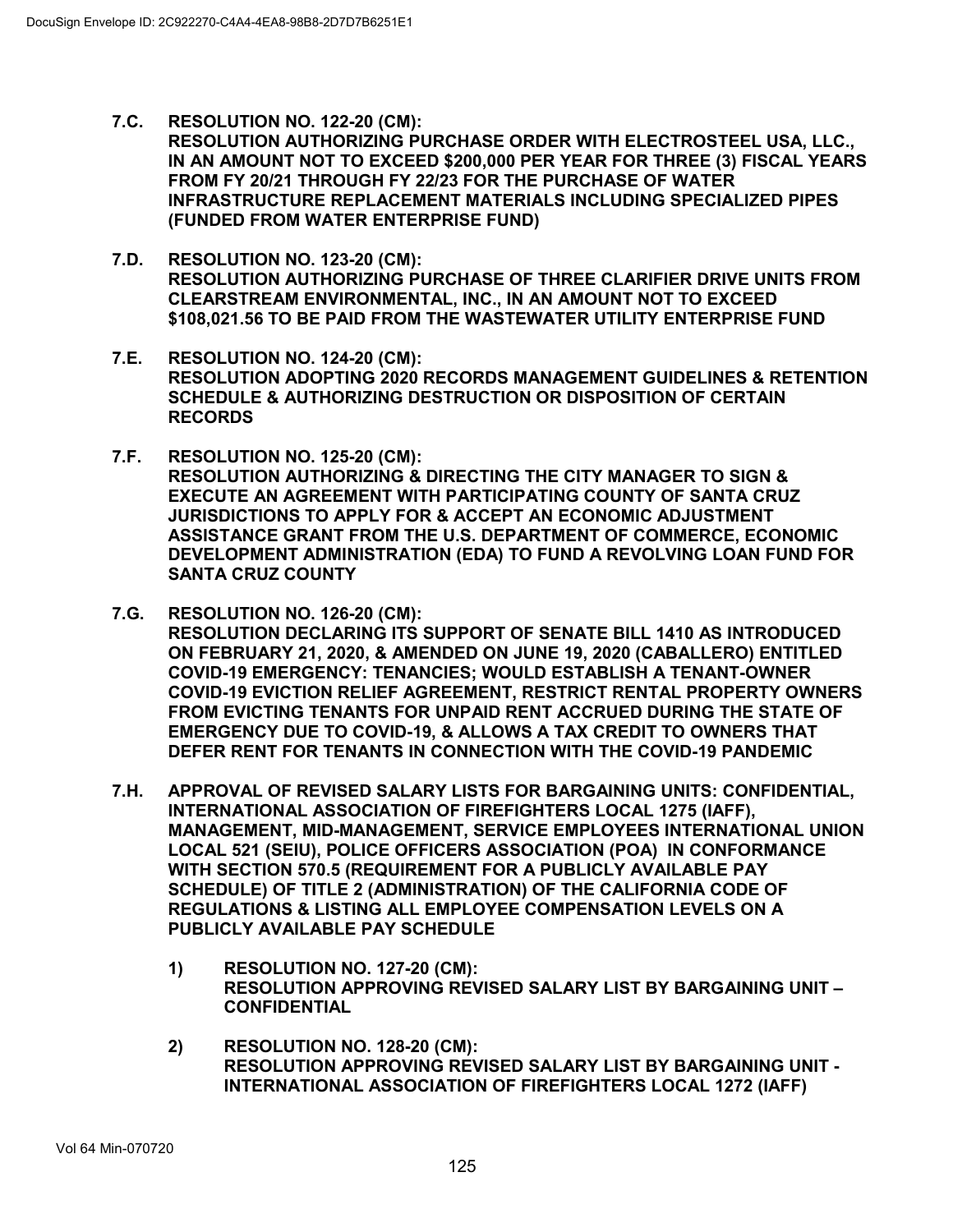**7.C. RESOLUTION NO. 122-20 (CM):**
**RESOLUTION AUTHORIZING PURCHASE ORDER WITH ELECTROSTEEL USA, LLC., IN AN AMOUNT NOT TO EXCEED $200,000 PER YEAR FOR THREE (3) FISCAL YEARS FROM FY 20/21 THROUGH FY 22/23 FOR THE PURCHASE OF WATER INFRASTRUCTURE REPLACEMENT MATERIALS INCLUDING SPECIALIZED PIPES (FUNDED FROM WATER ENTERPRISE FUND)**

**7.D. RESOLUTION NO. 123-20 (CM):**
**RESOLUTION AUTHORIZING PURCHASE OF THREE CLARIFIER DRIVE UNITS FROM CLEARSTREAM ENVIRONMENTAL, INC., IN AN AMOUNT NOT TO EXCEED $108,021.56 TO BE PAID FROM THE WASTEWATER UTILITY ENTERPRISE FUND**

**7.E. RESOLUTION NO. 124-20 (CM):**
**RESOLUTION ADOPTING 2020 RECORDS MANAGEMENT GUIDELINES & RETENTION SCHEDULE & AUTHORIZING DESTRUCTION OR DISPOSITION OF CERTAIN RECORDS**

**7.F. RESOLUTION NO. 125-20 (CM):**
**RESOLUTION AUTHORIZING & DIRECTING THE CITY MANAGER TO SIGN & EXECUTE AN AGREEMENT WITH PARTICIPATING COUNTY OF SANTA CRUZ JURISDICTIONS TO APPLY FOR & ACCEPT AN ECONOMIC ADJUSTMENT ASSISTANCE GRANT FROM THE U.S. DEPARTMENT OF COMMERCE, ECONOMIC DEVELOPMENT ADMINISTRATION (EDA) TO FUND A REVOLVING LOAN FUND FOR SANTA CRUZ COUNTY**

**7.G. RESOLUTION NO. 126-20 (CM):**
**RESOLUTION DECLARING ITS SUPPORT OF SENATE BILL 1410 AS INTRODUCED ON FEBRUARY 21, 2020, & AMENDED ON JUNE 19, 2020 (CABALLERO) ENTITLED COVID-19 EMERGENCY: TENANCIES; WOULD ESTABLISH A TENANT-OWNER COVID-19 EVICTION RELIEF AGREEMENT, RESTRICT RENTAL PROPERTY OWNERS FROM EVICTING TENANTS FOR UNPAID RENT ACCRUED DURING THE STATE OF EMERGENCY DUE TO COVID-19, & ALLOWS A TAX CREDIT TO OWNERS THAT DEFER RENT FOR TENANTS IN CONNECTION WITH THE COVID-19 PANDEMIC**

**7.H. APPROVAL OF REVISED SALARY LISTS FOR BARGAINING UNITS: CONFIDENTIAL, INTERNATIONAL ASSOCIATION OF FIREFIGHTERS LOCAL 1275 (IAFF), MANAGEMENT, MID-MANAGEMENT, SERVICE EMPLOYEES INTERNATIONAL UNION LOCAL 521 (SEIU), POLICE OFFICERS ASSOCIATION (POA) IN CONFORMANCE WITH SECTION 570.5 (REQUIREMENT FOR A PUBLICLY AVAILABLE PAY SCHEDULE) OF TITLE 2 (ADMINISTRATION) OF THE CALIFORNIA CODE OF REGULATIONS & LISTING ALL EMPLOYEE COMPENSATION LEVELS ON A PUBLICLY AVAILABLE PAY SCHEDULE**

1) **RESOLUTION NO. 127-20 (CM):**
**RESOLUTION APPROVING REVISED SALARY LIST BY BARGAINING UNIT – CONFIDENTIAL**

2) **RESOLUTION NO. 128-20 (CM):**
**RESOLUTION APPROVING REVISED SALARY LIST BY BARGAINING UNIT - INTERNATIONAL ASSOCIATION OF FIREFIGHTERS LOCAL 1272 (IAFF)**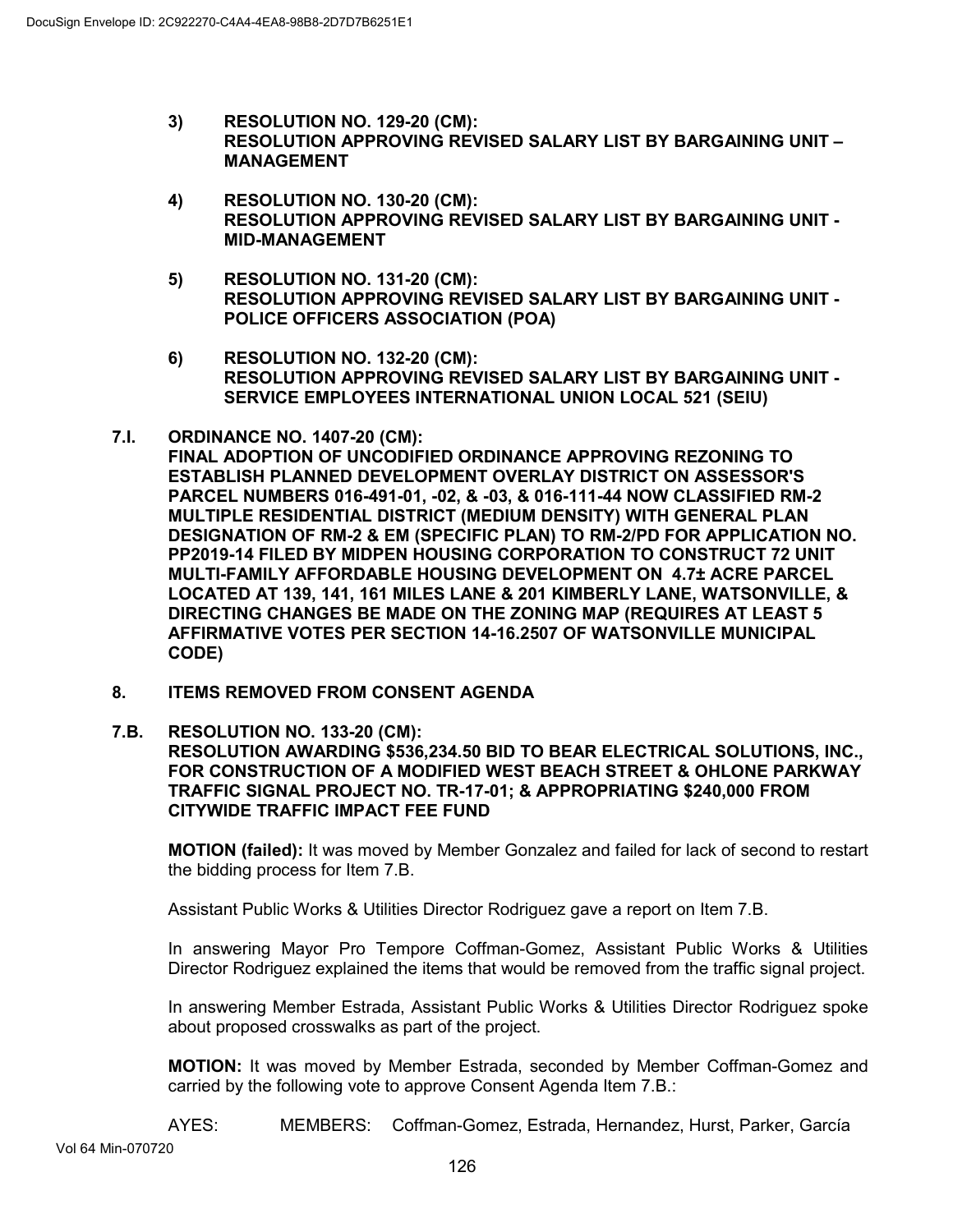3) **RESOLUTION NO. 129-20 (CM):**
   **RESOLUTION APPROVING REVISED SALARY LIST BY BARGAINING UNIT – MANAGEMENT**

4) **RESOLUTION NO. 130-20 (CM):**
   **RESOLUTION APPROVING REVISED SALARY LIST BY BARGAINING UNIT - MID-MANAGEMENT**

5) **RESOLUTION NO. 131-20 (CM):**
   **RESOLUTION APPROVING REVISED SALARY LIST BY BARGAINING UNIT - POLICE OFFICERS ASSOCIATION (POA)**

6) **RESOLUTION NO. 132-20 (CM):**
   **RESOLUTION APPROVING REVISED SALARY LIST BY BARGAINING UNIT - SERVICE EMPLOYEES INTERNATIONAL UNION LOCAL 521 (SEIU)**

**7.I. ORDINANCE NO. 1407-20 (CM):**
**FINAL ADOPTION OF UNCODIFIED ORDINANCE APPROVING REZONING TO ESTABLISH PLANNED DEVELOPMENT OVERLAY DISTRICT ON ASSESSOR'S PARCEL NUMBERS 016-491-01, -02, & -03, & 016-111-44 NOW CLASSIFIED RM-2 MULTIPLE RESIDENTIAL DISTRICT (MEDIUM DENSITY) WITH GENERAL PLAN DESIGNATION OF RM-2 & EM (SPECIFIC PLAN) TO RM-2/PD FOR APPLICATION NO. PP2019-14 FILED BY MIDPEN HOUSING CORPORATION TO CONSTRUCT 72 UNIT MULTI-FAMILY AFFORDABLE HOUSING DEVELOPMENT ON 4.7± ACRE PARCEL LOCATED AT 139, 141, 161 MILES LANE & 201 KIMBERLY LANE, WATSONVILLE, & DIRECTING CHANGES BE MADE ON THE ZONING MAP (REQUIRES AT LEAST 5 AFFIRMATIVE VOTES PER SECTION 14-16.2507 OF WATSONVILLE MUNICIPAL CODE)**

**8. ITEMS REMOVED FROM CONSENT AGENDA**

**7.B. RESOLUTION NO. 133-20 (CM):**
**RESOLUTION AWARDING $536,234.50 BID TO BEAR ELECTRICAL SOLUTIONS, INC., FOR CONSTRUCTION OF A MODIFIED WEST BEACH STREET & OHLONE PARKWAY TRAFFIC SIGNAL PROJECT NO. TR-17-01; & APPROPRIATING $240,000 FROM CITYWIDE TRAFFIC IMPACT FEE FUND**

**MOTION (failed):** It was moved by Member Gonzalez and failed for lack of second to restart the bidding process for Item 7.B.

Assistant Public Works & Utilities Director Rodriguez gave a report on Item 7.B.

In answering Mayor Pro Tempore Coffman-Gomez, Assistant Public Works & Utilities Director Rodriguez explained the items that would be removed from the traffic signal project.

In answering Member Estrada, Assistant Public Works & Utilities Director Rodriguez spoke about proposed crosswalks as part of the project.

**MOTION:** It was moved by Member Estrada, seconded by Member Coffman-Gomez and carried by the following vote to approve Consent Agenda Item 7.B.:

AYES: MEMBERS: Coffman-Gomez, Estrada, Hernandez, Hurst, Parker, García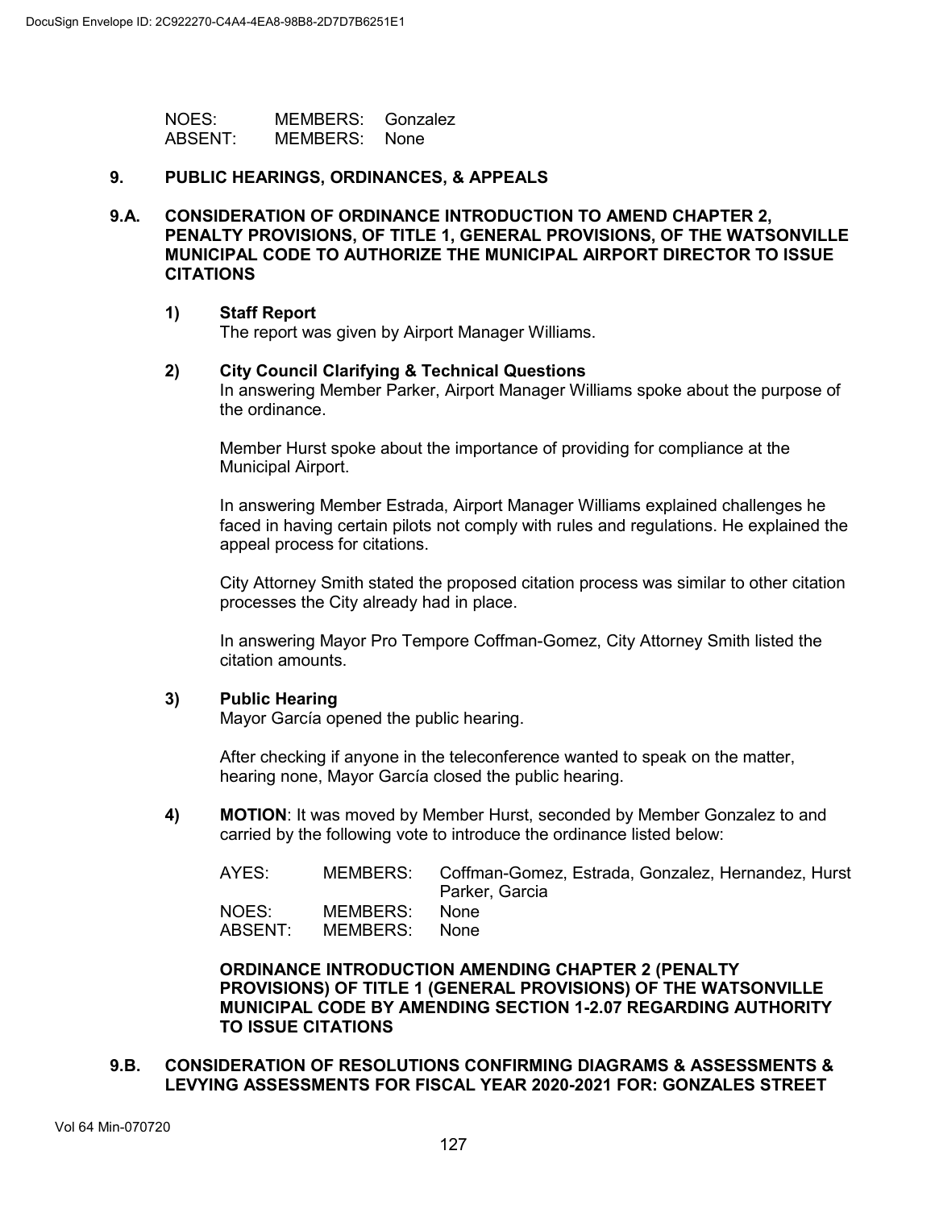| | | |
|---|---|---|
| NOES: | MEMBERS: | Gonzalez |
| ABSENT: | MEMBERS: | None |

## 9. PUBLIC HEARINGS, ORDINANCES, & APPEALS

### 9.A. CONSIDERATION OF ORDINANCE INTRODUCTION TO AMEND CHAPTER 2, PENALTY PROVISIONS, OF TITLE 1, GENERAL PROVISIONS, OF THE WATSONVILLE MUNICIPAL CODE TO AUTHORIZE THE MUNICIPAL AIRPORT DIRECTOR TO ISSUE CITATIONS

**1) Staff Report**

The report was given by Airport Manager Williams.

**2) City Council Clarifying & Technical Questions**

In answering Member Parker, Airport Manager Williams spoke about the purpose of the ordinance.

Member Hurst spoke about the importance of providing for compliance at the Municipal Airport.

In answering Member Estrada, Airport Manager Williams explained challenges he faced in having certain pilots not comply with rules and regulations. He explained the appeal process for citations.

City Attorney Smith stated the proposed citation process was similar to other citation processes the City already had in place.

In answering Mayor Pro Tempore Coffman-Gomez, City Attorney Smith listed the citation amounts.

**3) Public Hearing**

Mayor García opened the public hearing.

After checking if anyone in the teleconference wanted to speak on the matter, hearing none, Mayor García closed the public hearing.

**4) MOTION**: It was moved by Member Hurst, seconded by Member Gonzalez to and carried by the following vote to introduce the ordinance listed below:

| | | |
|---|---|---|
| AYES: | MEMBERS: | Coffman-Gomez, Estrada, Gonzalez, Hernandez, Hurst Parker, Garcia |
| NOES: | MEMBERS: | None |
| ABSENT: | MEMBERS: | None |

**ORDINANCE INTRODUCTION AMENDING CHAPTER 2 (PENALTY PROVISIONS) OF TITLE 1 (GENERAL PROVISIONS) OF THE WATSONVILLE MUNICIPAL CODE BY AMENDING SECTION 1-2.07 REGARDING AUTHORITY TO ISSUE CITATIONS**

### 9.B. CONSIDERATION OF RESOLUTIONS CONFIRMING DIAGRAMS & ASSESSMENTS & LEVYING ASSESSMENTS FOR FISCAL YEAR 2020-2021 FOR: GONZALES STREET

Vol 64 Min-070720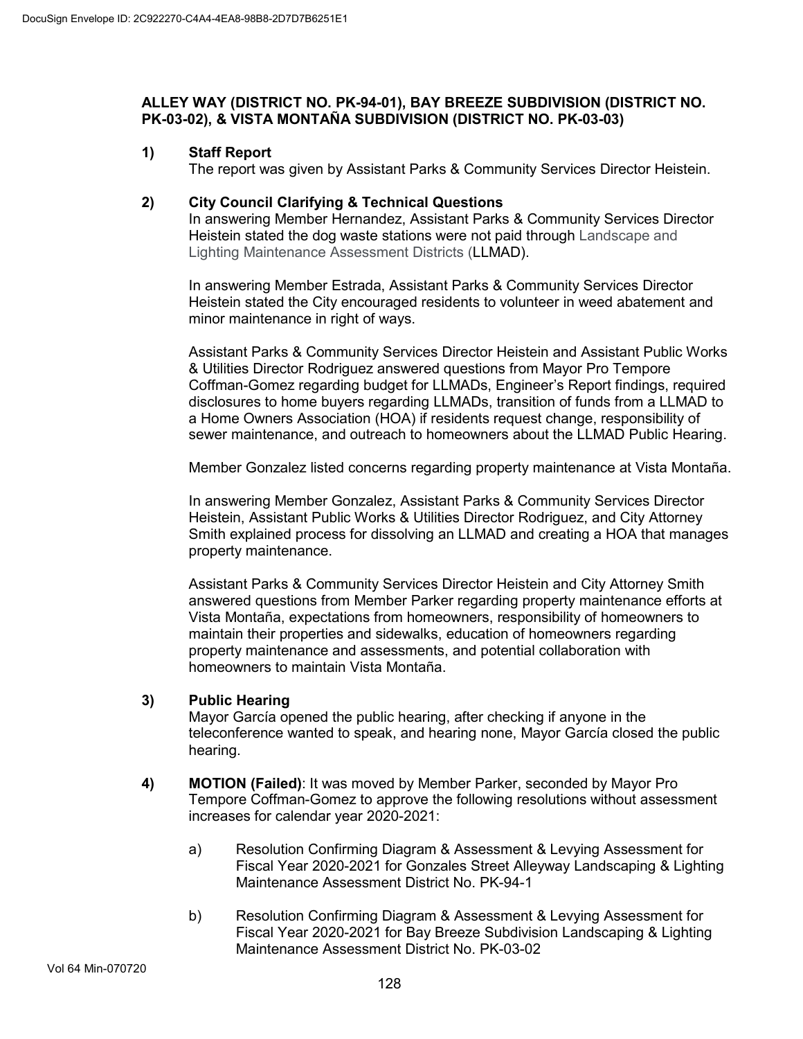**ALLEY WAY (DISTRICT NO. PK-94-01), BAY BREEZE SUBDIVISION (DISTRICT NO. PK-03-02), & VISTA MONTAÑA SUBDIVISION (DISTRICT NO. PK-03-03)**

**1) Staff Report**

The report was given by Assistant Parks & Community Services Director Heistein.

**2) City Council Clarifying & Technical Questions**

In answering Member Hernandez, Assistant Parks & Community Services Director Heistein stated the dog waste stations were not paid through Landscape and Lighting Maintenance Assessment Districts (LLMAD).

In answering Member Estrada, Assistant Parks & Community Services Director Heistein stated the City encouraged residents to volunteer in weed abatement and minor maintenance in right of ways.

Assistant Parks & Community Services Director Heistein and Assistant Public Works & Utilities Director Rodriguez answered questions from Mayor Pro Tempore Coffman-Gomez regarding budget for LLMADs, Engineer's Report findings, required disclosures to home buyers regarding LLMADs, transition of funds from a LLMAD to a Home Owners Association (HOA) if residents request change, responsibility of sewer maintenance, and outreach to homeowners about the LLMAD Public Hearing.

Member Gonzalez listed concerns regarding property maintenance at Vista Montaña.

In answering Member Gonzalez, Assistant Parks & Community Services Director Heistein, Assistant Public Works & Utilities Director Rodriguez, and City Attorney Smith explained process for dissolving an LLMAD and creating a HOA that manages property maintenance.

Assistant Parks & Community Services Director Heistein and City Attorney Smith answered questions from Member Parker regarding property maintenance efforts at Vista Montaña, expectations from homeowners, responsibility of homeowners to maintain their properties and sidewalks, education of homeowners regarding property maintenance and assessments, and potential collaboration with homeowners to maintain Vista Montaña.

**3) Public Hearing**

Mayor García opened the public hearing, after checking if anyone in the teleconference wanted to speak, and hearing none, Mayor García closed the public hearing.

**4) MOTION (Failed)**: It was moved by Member Parker, seconded by Mayor Pro Tempore Coffman-Gomez to approve the following resolutions without assessment increases for calendar year 2020-2021:

a) Resolution Confirming Diagram & Assessment & Levying Assessment for Fiscal Year 2020-2021 for Gonzales Street Alleyway Landscaping & Lighting Maintenance Assessment District No. PK-94-1

b) Resolution Confirming Diagram & Assessment & Levying Assessment for Fiscal Year 2020-2021 for Bay Breeze Subdivision Landscaping & Lighting Maintenance Assessment District No. PK-03-02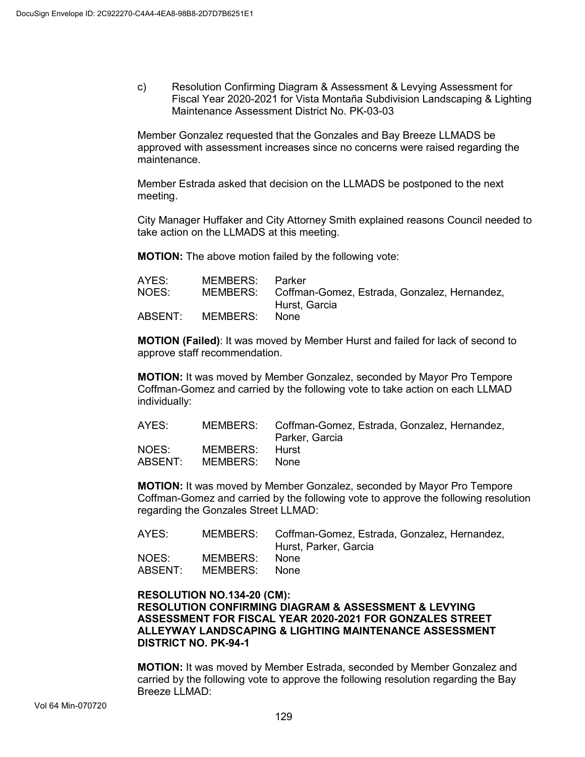c) Resolution Confirming Diagram & Assessment & Levying Assessment for Fiscal Year 2020-2021 for Vista Montaña Subdivision Landscaping & Lighting Maintenance Assessment District No. PK-03-03

Member Gonzalez requested that the Gonzales and Bay Breeze LLMADS be approved with assessment increases since no concerns were raised regarding the maintenance.

Member Estrada asked that decision on the LLMADS be postponed to the next meeting.

City Manager Huffaker and City Attorney Smith explained reasons Council needed to take action on the LLMADS at this meeting.

**MOTION:** The above motion failed by the following vote:

| | | |
|---|---|---|
| AYES: | MEMBERS: | Parker |
| NOES: | MEMBERS: | Coffman-Gomez, Estrada, Gonzalez, Hernandez, Hurst, Garcia |
| ABSENT: | MEMBERS: | None |

**MOTION (Failed)**: It was moved by Member Hurst and failed for lack of second to approve staff recommendation.

**MOTION:** It was moved by Member Gonzalez, seconded by Mayor Pro Tempore Coffman-Gomez and carried by the following vote to take action on each LLMAD individually:

| | | |
|---|---|---|
| AYES: | MEMBERS: | Coffman-Gomez, Estrada, Gonzalez, Hernandez, Parker, Garcia |
| NOES: | MEMBERS: | Hurst |
| ABSENT: | MEMBERS: | None |

**MOTION:** It was moved by Member Gonzalez, seconded by Mayor Pro Tempore Coffman-Gomez and carried by the following vote to approve the following resolution regarding the Gonzales Street LLMAD:

| | | |
|---|---|---|
| AYES: | MEMBERS: | Coffman-Gomez, Estrada, Gonzalez, Hernandez, Hurst, Parker, Garcia |
| NOES: | MEMBERS: | None |
| ABSENT: | MEMBERS: | None |

**RESOLUTION NO.134-20 (CM):**
**RESOLUTION CONFIRMING DIAGRAM & ASSESSMENT & LEVYING ASSESSMENT FOR FISCAL YEAR 2020-2021 FOR GONZALES STREET ALLEYWAY LANDSCAPING & LIGHTING MAINTENANCE ASSESSMENT DISTRICT NO. PK-94-1**

**MOTION:** It was moved by Member Estrada, seconded by Member Gonzalez and carried by the following vote to approve the following resolution regarding the Bay Breeze LLMAD: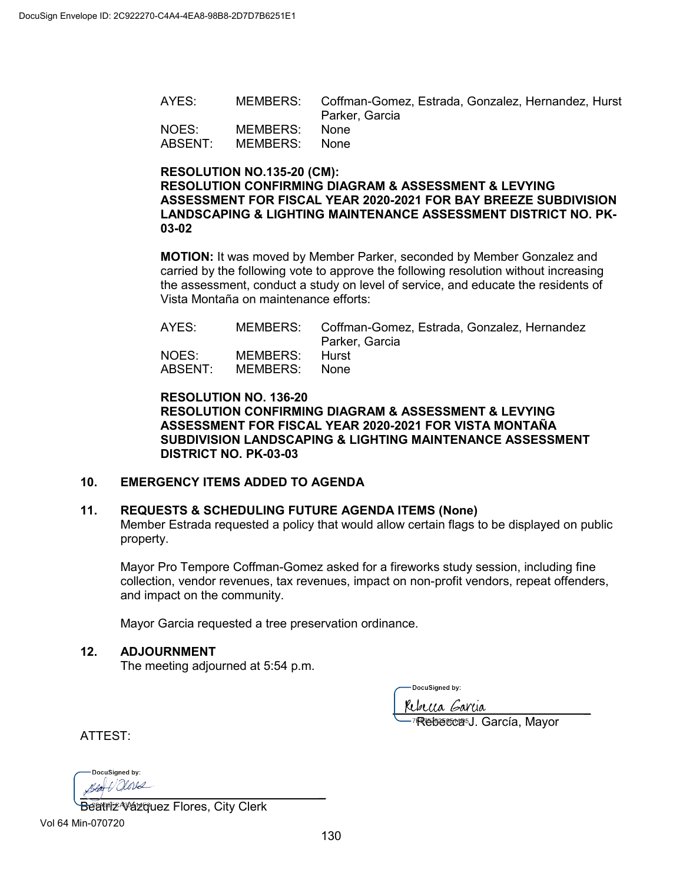| | | |
|---|---|---|
| AYES: | MEMBERS: | Coffman-Gomez, Estrada, Gonzalez, Hernandez, Hurst Parker, Garcia |
| NOES: | MEMBERS: | None |
| ABSENT: | MEMBERS: | None |

**RESOLUTION NO.135-20 (CM):**
**RESOLUTION CONFIRMING DIAGRAM & ASSESSMENT & LEVYING ASSESSMENT FOR FISCAL YEAR 2020-2021 FOR BAY BREEZE SUBDIVISION LANDSCAPING & LIGHTING MAINTENANCE ASSESSMENT DISTRICT NO. PK-03-02**

**MOTION:** It was moved by Member Parker, seconded by Member Gonzalez and carried by the following vote to approve the following resolution without increasing the assessment, conduct a study on level of service, and educate the residents of Vista Montaña on maintenance efforts:

| | | |
|---|---|---|
| AYES: | MEMBERS: | Coffman-Gomez, Estrada, Gonzalez, Hernandez Parker, Garcia |
| NOES: | MEMBERS: | Hurst |
| ABSENT: | MEMBERS: | None |

**RESOLUTION NO. 136-20**
**RESOLUTION CONFIRMING DIAGRAM & ASSESSMENT & LEVYING ASSESSMENT FOR FISCAL YEAR 2020-2021 FOR VISTA MONTAÑA SUBDIVISION LANDSCAPING & LIGHTING MAINTENANCE ASSESSMENT DISTRICT NO. PK-03-03**

## 10. EMERGENCY ITEMS ADDED TO AGENDA

## 11. REQUESTS & SCHEDULING FUTURE AGENDA ITEMS (None)

Member Estrada requested a policy that would allow certain flags to be displayed on public property.

Mayor Pro Tempore Coffman-Gomez asked for a fireworks study session, including fine collection, vendor revenues, tax revenues, impact on non-profit vendors, repeat offenders, and impact on the community.

Mayor Garcia requested a tree preservation ordinance.

## 12. ADJOURNMENT

The meeting adjourned at 5:54 p.m.

DocuSigned by:
Rebecca Garcia
Rebecca J. García, Mayor

ATTEST:

DocuSigned by:
Beatriz Vázquez Flores, City Clerk

Vol 64 Min-070720